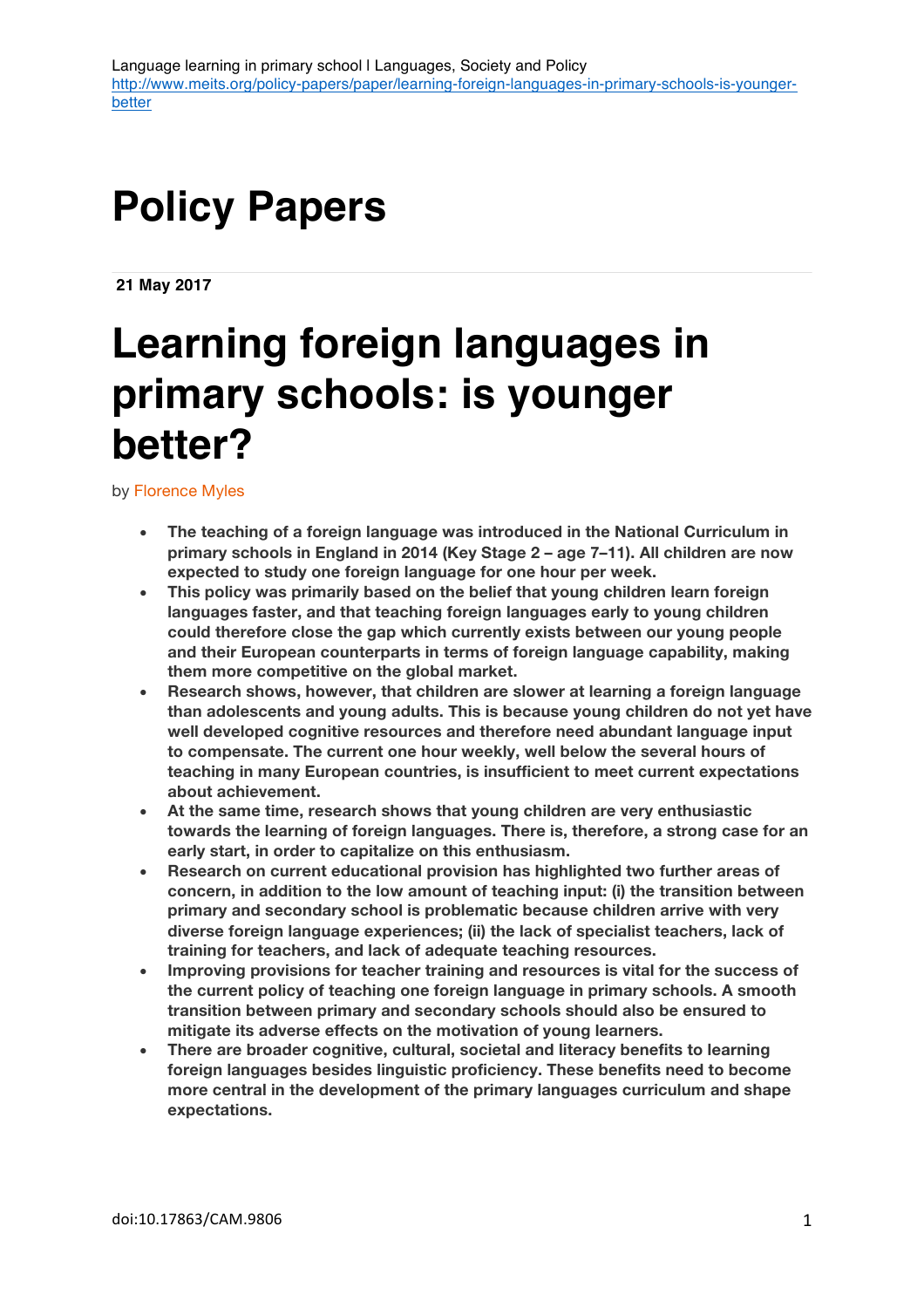Language learning in primary school | Languages, Society and Policy
http://www.meits.org/policy-papers/paper/learning-foreign-languages-in-primary-schools-is-younger-better

# Policy Papers

**21 May 2017**

# Learning foreign languages in primary schools: is younger better?

by Florence Myles

- **The teaching of a foreign language was introduced in the National Curriculum in primary schools in England in 2014 (Key Stage 2 – age 7–11). All children are now expected to study one foreign language for one hour per week.**
- **This policy was primarily based on the belief that young children learn foreign languages faster, and that teaching foreign languages early to young children could therefore close the gap which currently exists between our young people and their European counterparts in terms of foreign language capability, making them more competitive on the global market.**
- **Research shows, however, that children are slower at learning a foreign language than adolescents and young adults. This is because young children do not yet have well developed cognitive resources and therefore need abundant language input to compensate. The current one hour weekly, well below the several hours of teaching in many European countries, is insufficient to meet current expectations about achievement.**
- **At the same time, research shows that young children are very enthusiastic towards the learning of foreign languages. There is, therefore, a strong case for an early start, in order to capitalize on this enthusiasm.**
- **Research on current educational provision has highlighted two further areas of concern, in addition to the low amount of teaching input: (i) the transition between primary and secondary school is problematic because children arrive with very diverse foreign language experiences; (ii) the lack of specialist teachers, lack of training for teachers, and lack of adequate teaching resources.**
- **Improving provisions for teacher training and resources is vital for the success of the current policy of teaching one foreign language in primary schools. A smooth transition between primary and secondary schools should also be ensured to mitigate its adverse effects on the motivation of young learners.**
- **There are broader cognitive, cultural, societal and literacy benefits to learning foreign languages besides linguistic proficiency. These benefits need to become more central in the development of the primary languages curriculum and shape expectations.**

doi:10.17863/CAM.9806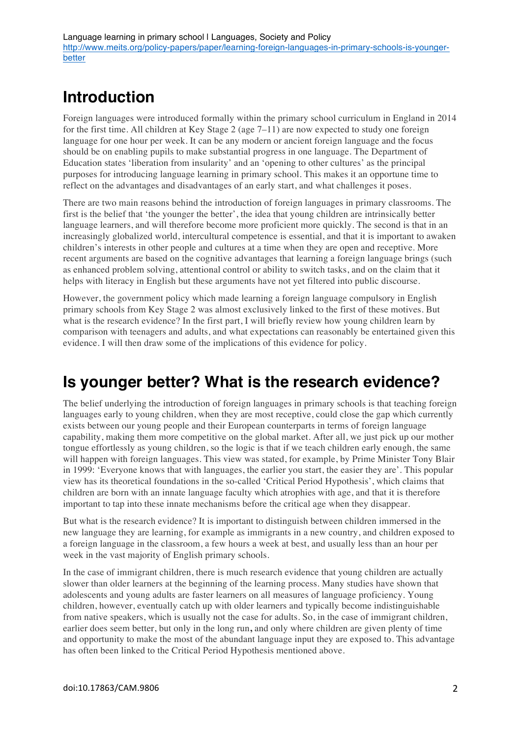## Introduction

Foreign languages were introduced formally within the primary school curriculum in England in 2014 for the first time. All children at Key Stage 2 (age 7–11) are now expected to study one foreign language for one hour per week. It can be any modern or ancient foreign language and the focus should be on enabling pupils to make substantial progress in one language. The Department of Education states 'liberation from insularity' and an 'opening to other cultures' as the principal purposes for introducing language learning in primary school. This makes it an opportune time to reflect on the advantages and disadvantages of an early start, and what challenges it poses.

There are two main reasons behind the introduction of foreign languages in primary classrooms. The first is the belief that 'the younger the better', the idea that young children are intrinsically better language learners, and will therefore become more proficient more quickly. The second is that in an increasingly globalized world, intercultural competence is essential, and that it is important to awaken children's interests in other people and cultures at a time when they are open and receptive. More recent arguments are based on the cognitive advantages that learning a foreign language brings (such as enhanced problem solving, attentional control or ability to switch tasks, and on the claim that it helps with literacy in English but these arguments have not yet filtered into public discourse.

However, the government policy which made learning a foreign language compulsory in English primary schools from Key Stage 2 was almost exclusively linked to the first of these motives. But what is the research evidence? In the first part, I will briefly review how young children learn by comparison with teenagers and adults, and what expectations can reasonably be entertained given this evidence. I will then draw some of the implications of this evidence for policy.

## Is younger better? What is the research evidence?

The belief underlying the introduction of foreign languages in primary schools is that teaching foreign languages early to young children, when they are most receptive, could close the gap which currently exists between our young people and their European counterparts in terms of foreign language capability, making them more competitive on the global market. After all, we just pick up our mother tongue effortlessly as young children, so the logic is that if we teach children early enough, the same will happen with foreign languages. This view was stated, for example, by Prime Minister Tony Blair in 1999: 'Everyone knows that with languages, the earlier you start, the easier they are'. This popular view has its theoretical foundations in the so-called 'Critical Period Hypothesis', which claims that children are born with an innate language faculty which atrophies with age, and that it is therefore important to tap into these innate mechanisms before the critical age when they disappear.

But what is the research evidence? It is important to distinguish between children immersed in the new language they are learning, for example as immigrants in a new country, and children exposed to a foreign language in the classroom, a few hours a week at best, and usually less than an hour per week in the vast majority of English primary schools.

In the case of immigrant children, there is much research evidence that young children are actually slower than older learners at the beginning of the learning process. Many studies have shown that adolescents and young adults are faster learners on all measures of language proficiency. Young children, however, eventually catch up with older learners and typically become indistinguishable from native speakers, which is usually not the case for adults. So, in the case of immigrant children, earlier does seem better, but only in the long run, and only where children are given plenty of time and opportunity to make the most of the abundant language input they are exposed to. This advantage has often been linked to the Critical Period Hypothesis mentioned above.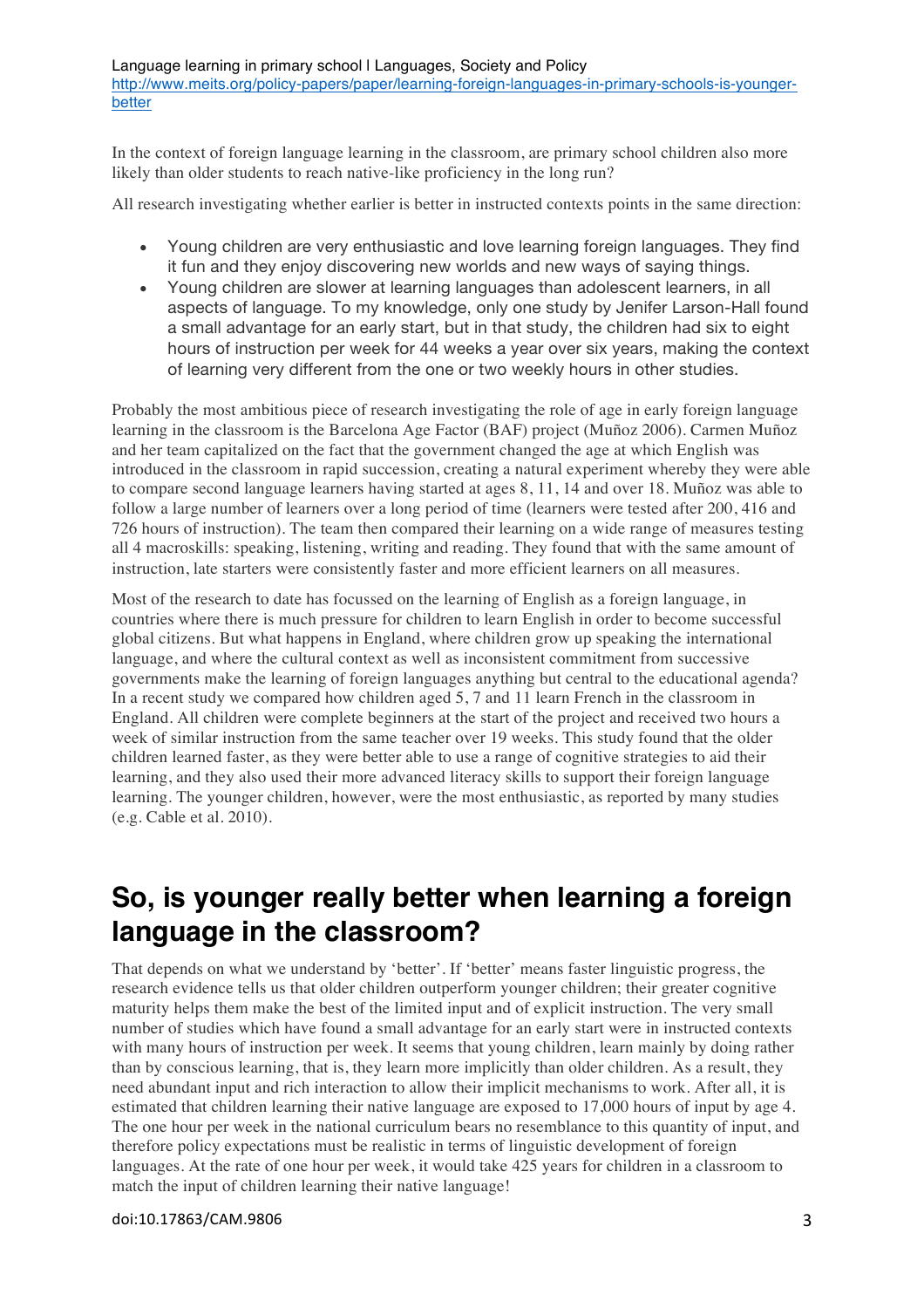In the context of foreign language learning in the classroom, are primary school children also more likely than older students to reach native-like proficiency in the long run?

All research investigating whether earlier is better in instructed contexts points in the same direction:

- Young children are very enthusiastic and love learning foreign languages. They find it fun and they enjoy discovering new worlds and new ways of saying things.
- Young children are slower at learning languages than adolescent learners, in all aspects of language. To my knowledge, only one study by Jenifer Larson-Hall found a small advantage for an early start, but in that study, the children had six to eight hours of instruction per week for 44 weeks a year over six years, making the context of learning very different from the one or two weekly hours in other studies.

Probably the most ambitious piece of research investigating the role of age in early foreign language learning in the classroom is the Barcelona Age Factor (BAF) project (Muñoz 2006). Carmen Muñoz and her team capitalized on the fact that the government changed the age at which English was introduced in the classroom in rapid succession, creating a natural experiment whereby they were able to compare second language learners having started at ages 8, 11, 14 and over 18. Muñoz was able to follow a large number of learners over a long period of time (learners were tested after 200, 416 and 726 hours of instruction). The team then compared their learning on a wide range of measures testing all 4 macroskills: speaking, listening, writing and reading. They found that with the same amount of instruction, late starters were consistently faster and more efficient learners on all measures.

Most of the research to date has focussed on the learning of English as a foreign language, in countries where there is much pressure for children to learn English in order to become successful global citizens. But what happens in England, where children grow up speaking the international language, and where the cultural context as well as inconsistent commitment from successive governments make the learning of foreign languages anything but central to the educational agenda? In a recent study we compared how children aged 5, 7 and 11 learn French in the classroom in England. All children were complete beginners at the start of the project and received two hours a week of similar instruction from the same teacher over 19 weeks. This study found that the older children learned faster, as they were better able to use a range of cognitive strategies to aid their learning, and they also used their more advanced literacy skills to support their foreign language learning. The younger children, however, were the most enthusiastic, as reported by many studies (e.g. Cable et al. 2010).

## So, is younger really better when learning a foreign language in the classroom?

That depends on what we understand by 'better'. If 'better' means faster linguistic progress, the research evidence tells us that older children outperform younger children; their greater cognitive maturity helps them make the best of the limited input and of explicit instruction. The very small number of studies which have found a small advantage for an early start were in instructed contexts with many hours of instruction per week. It seems that young children, learn mainly by doing rather than by conscious learning, that is, they learn more implicitly than older children. As a result, they need abundant input and rich interaction to allow their implicit mechanisms to work. After all, it is estimated that children learning their native language are exposed to 17,000 hours of input by age 4. The one hour per week in the national curriculum bears no resemblance to this quantity of input, and therefore policy expectations must be realistic in terms of linguistic development of foreign languages. At the rate of one hour per week, it would take 425 years for children in a classroom to match the input of children learning their native language!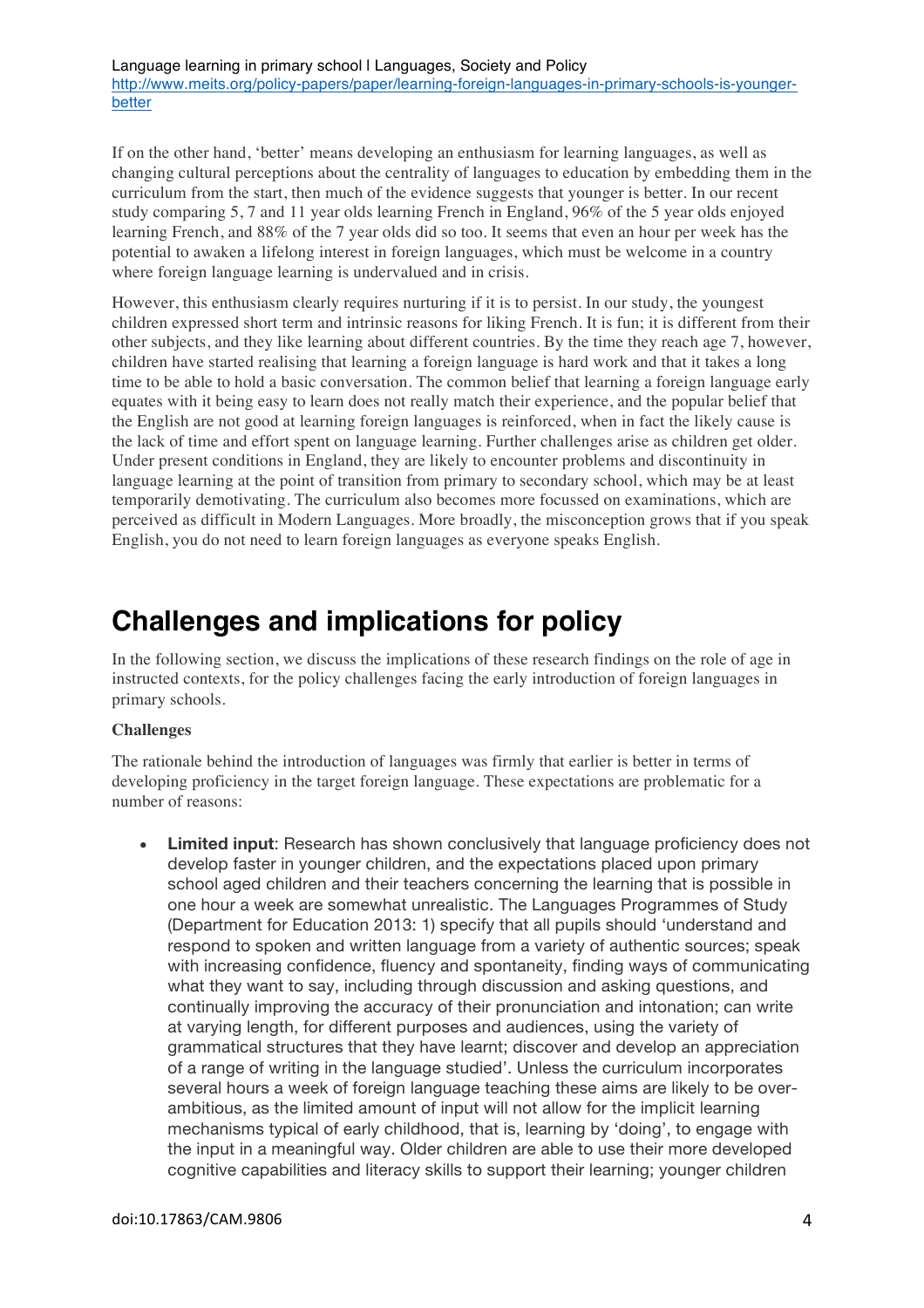If on the other hand, 'better' means developing an enthusiasm for learning languages, as well as changing cultural perceptions about the centrality of languages to education by embedding them in the curriculum from the start, then much of the evidence suggests that younger is better. In our recent study comparing 5, 7 and 11 year olds learning French in England, 96% of the 5 year olds enjoyed learning French, and 88% of the 7 year olds did so too. It seems that even an hour per week has the potential to awaken a lifelong interest in foreign languages, which must be welcome in a country where foreign language learning is undervalued and in crisis.

However, this enthusiasm clearly requires nurturing if it is to persist. In our study, the youngest children expressed short term and intrinsic reasons for liking French. It is fun; it is different from their other subjects, and they like learning about different countries. By the time they reach age 7, however, children have started realising that learning a foreign language is hard work and that it takes a long time to be able to hold a basic conversation. The common belief that learning a foreign language early equates with it being easy to learn does not really match their experience, and the popular belief that the English are not good at learning foreign languages is reinforced, when in fact the likely cause is the lack of time and effort spent on language learning. Further challenges arise as children get older. Under present conditions in England, they are likely to encounter problems and discontinuity in language learning at the point of transition from primary to secondary school, which may be at least temporarily demotivating. The curriculum also becomes more focussed on examinations, which are perceived as difficult in Modern Languages. More broadly, the misconception grows that if you speak English, you do not need to learn foreign languages as everyone speaks English.

# Challenges and implications for policy

In the following section, we discuss the implications of these research findings on the role of age in instructed contexts, for the policy challenges facing the early introduction of foreign languages in primary schools.

**Challenges**

The rationale behind the introduction of languages was firmly that earlier is better in terms of developing proficiency in the target foreign language. These expectations are problematic for a number of reasons:

- **Limited input**: Research has shown conclusively that language proficiency does not develop faster in younger children, and the expectations placed upon primary school aged children and their teachers concerning the learning that is possible in one hour a week are somewhat unrealistic. The Languages Programmes of Study (Department for Education 2013: 1) specify that all pupils should 'understand and respond to spoken and written language from a variety of authentic sources; speak with increasing confidence, fluency and spontaneity, finding ways of communicating what they want to say, including through discussion and asking questions, and continually improving the accuracy of their pronunciation and intonation; can write at varying length, for different purposes and audiences, using the variety of grammatical structures that they have learnt; discover and develop an appreciation of a range of writing in the language studied'. Unless the curriculum incorporates several hours a week of foreign language teaching these aims are likely to be over-ambitious, as the limited amount of input will not allow for the implicit learning mechanisms typical of early childhood, that is, learning by 'doing', to engage with the input in a meaningful way. Older children are able to use their more developed cognitive capabilities and literacy skills to support their learning; younger children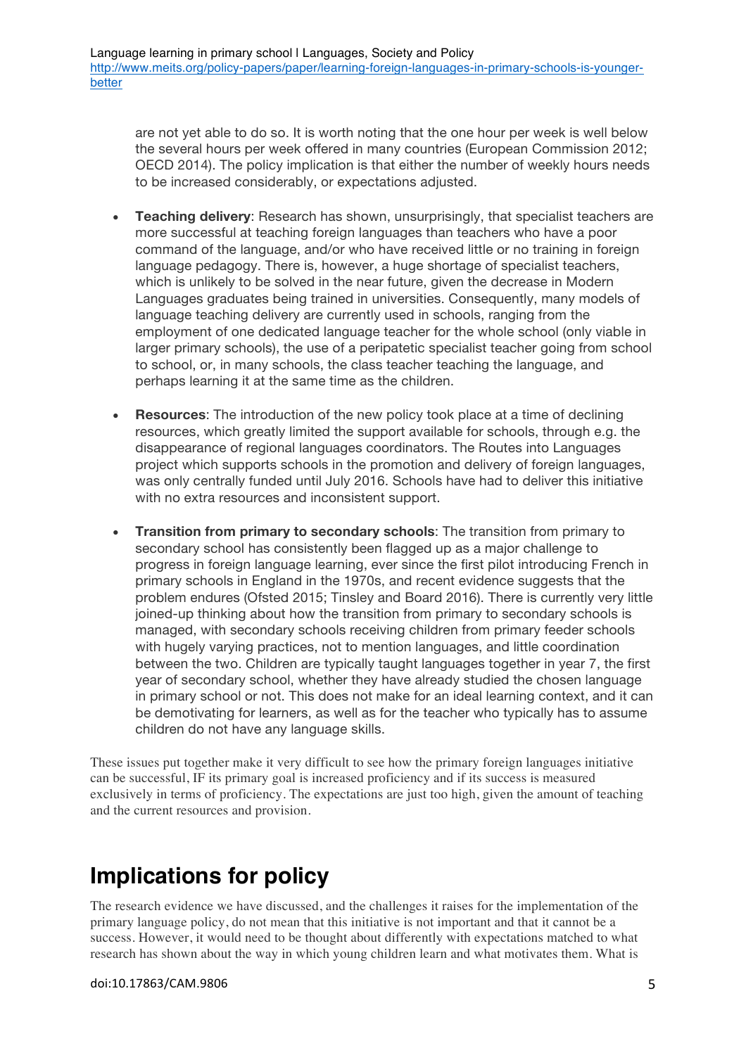are not yet able to do so. It is worth noting that the one hour per week is well below the several hours per week offered in many countries (European Commission 2012; OECD 2014). The policy implication is that either the number of weekly hours needs to be increased considerably, or expectations adjusted.

- **Teaching delivery**: Research has shown, unsurprisingly, that specialist teachers are more successful at teaching foreign languages than teachers who have a poor command of the language, and/or who have received little or no training in foreign language pedagogy. There is, however, a huge shortage of specialist teachers, which is unlikely to be solved in the near future, given the decrease in Modern Languages graduates being trained in universities. Consequently, many models of language teaching delivery are currently used in schools, ranging from the employment of one dedicated language teacher for the whole school (only viable in larger primary schools), the use of a peripatetic specialist teacher going from school to school, or, in many schools, the class teacher teaching the language, and perhaps learning it at the same time as the children.

- **Resources**: The introduction of the new policy took place at a time of declining resources, which greatly limited the support available for schools, through e.g. the disappearance of regional languages coordinators. The Routes into Languages project which supports schools in the promotion and delivery of foreign languages, was only centrally funded until July 2016. Schools have had to deliver this initiative with no extra resources and inconsistent support.

- **Transition from primary to secondary schools**: The transition from primary to secondary school has consistently been flagged up as a major challenge to progress in foreign language learning, ever since the first pilot introducing French in primary schools in England in the 1970s, and recent evidence suggests that the problem endures (Ofsted 2015; Tinsley and Board 2016). There is currently very little joined-up thinking about how the transition from primary to secondary schools is managed, with secondary schools receiving children from primary feeder schools with hugely varying practices, not to mention languages, and little coordination between the two. Children are typically taught languages together in year 7, the first year of secondary school, whether they have already studied the chosen language in primary school or not. This does not make for an ideal learning context, and it can be demotivating for learners, as well as for the teacher who typically has to assume children do not have any language skills.

These issues put together make it very difficult to see how the primary foreign languages initiative can be successful, IF its primary goal is increased proficiency and if its success is measured exclusively in terms of proficiency. The expectations are just too high, given the amount of teaching and the current resources and provision.

# Implications for policy

The research evidence we have discussed, and the challenges it raises for the implementation of the primary language policy, do not mean that this initiative is not important and that it cannot be a success. However, it would need to be thought about differently with expectations matched to what research has shown about the way in which young children learn and what motivates them. What is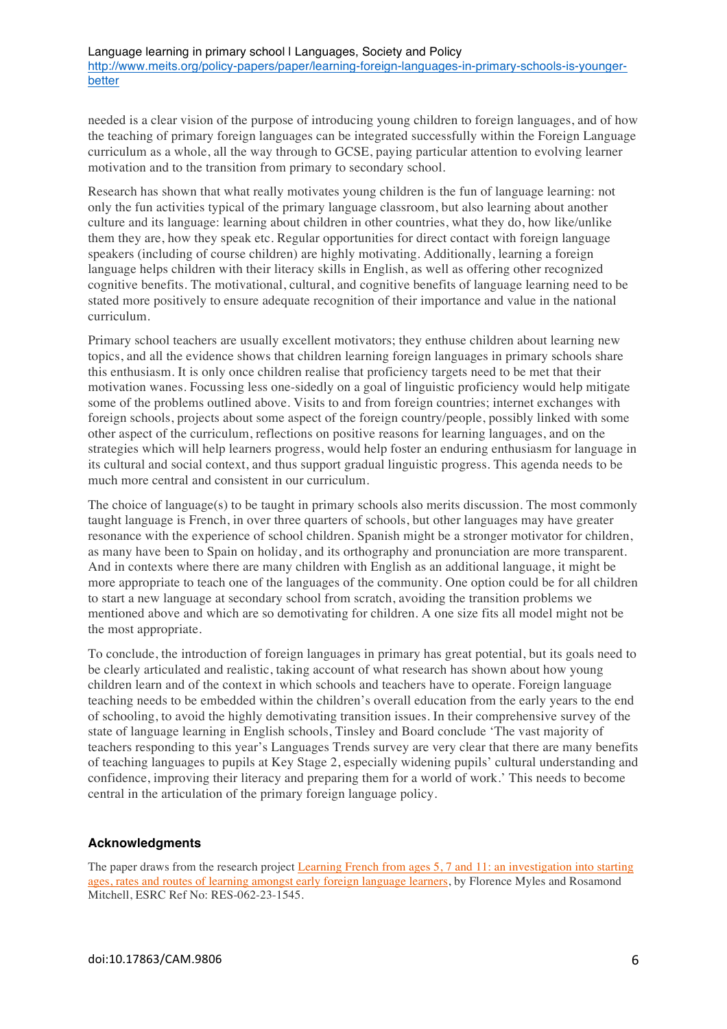needed is a clear vision of the purpose of introducing young children to foreign languages, and of how the teaching of primary foreign languages can be integrated successfully within the Foreign Language curriculum as a whole, all the way through to GCSE, paying particular attention to evolving learner motivation and to the transition from primary to secondary school.

Research has shown that what really motivates young children is the fun of language learning: not only the fun activities typical of the primary language classroom, but also learning about another culture and its language: learning about children in other countries, what they do, how like/unlike them they are, how they speak etc. Regular opportunities for direct contact with foreign language speakers (including of course children) are highly motivating. Additionally, learning a foreign language helps children with their literacy skills in English, as well as offering other recognized cognitive benefits. The motivational, cultural, and cognitive benefits of language learning need to be stated more positively to ensure adequate recognition of their importance and value in the national curriculum.

Primary school teachers are usually excellent motivators; they enthuse children about learning new topics, and all the evidence shows that children learning foreign languages in primary schools share this enthusiasm. It is only once children realise that proficiency targets need to be met that their motivation wanes. Focussing less one-sidedly on a goal of linguistic proficiency would help mitigate some of the problems outlined above. Visits to and from foreign countries; internet exchanges with foreign schools, projects about some aspect of the foreign country/people, possibly linked with some other aspect of the curriculum, reflections on positive reasons for learning languages, and on the strategies which will help learners progress, would help foster an enduring enthusiasm for language in its cultural and social context, and thus support gradual linguistic progress. This agenda needs to be much more central and consistent in our curriculum.

The choice of language(s) to be taught in primary schools also merits discussion. The most commonly taught language is French, in over three quarters of schools, but other languages may have greater resonance with the experience of school children. Spanish might be a stronger motivator for children, as many have been to Spain on holiday, and its orthography and pronunciation are more transparent. And in contexts where there are many children with English as an additional language, it might be more appropriate to teach one of the languages of the community. One option could be for all children to start a new language at secondary school from scratch, avoiding the transition problems we mentioned above and which are so demotivating for children. A one size fits all model might not be the most appropriate.

To conclude, the introduction of foreign languages in primary has great potential, but its goals need to be clearly articulated and realistic, taking account of what research has shown about how young children learn and of the context in which schools and teachers have to operate. Foreign language teaching needs to be embedded within the children's overall education from the early years to the end of schooling, to avoid the highly demotivating transition issues. In their comprehensive survey of the state of language learning in English schools, Tinsley and Board conclude 'The vast majority of teachers responding to this year's Languages Trends survey are very clear that there are many benefits of teaching languages to pupils at Key Stage 2, especially widening pupils' cultural understanding and confidence, improving their literacy and preparing them for a world of work.' This needs to become central in the articulation of the primary foreign language policy.

### Acknowledgments

The paper draws from the research project Learning French from ages 5, 7 and 11: an investigation into starting ages, rates and routes of learning amongst early foreign language learners, by Florence Myles and Rosamond Mitchell, ESRC Ref No: RES-062-23-1545.

doi:10.17863/CAM.9806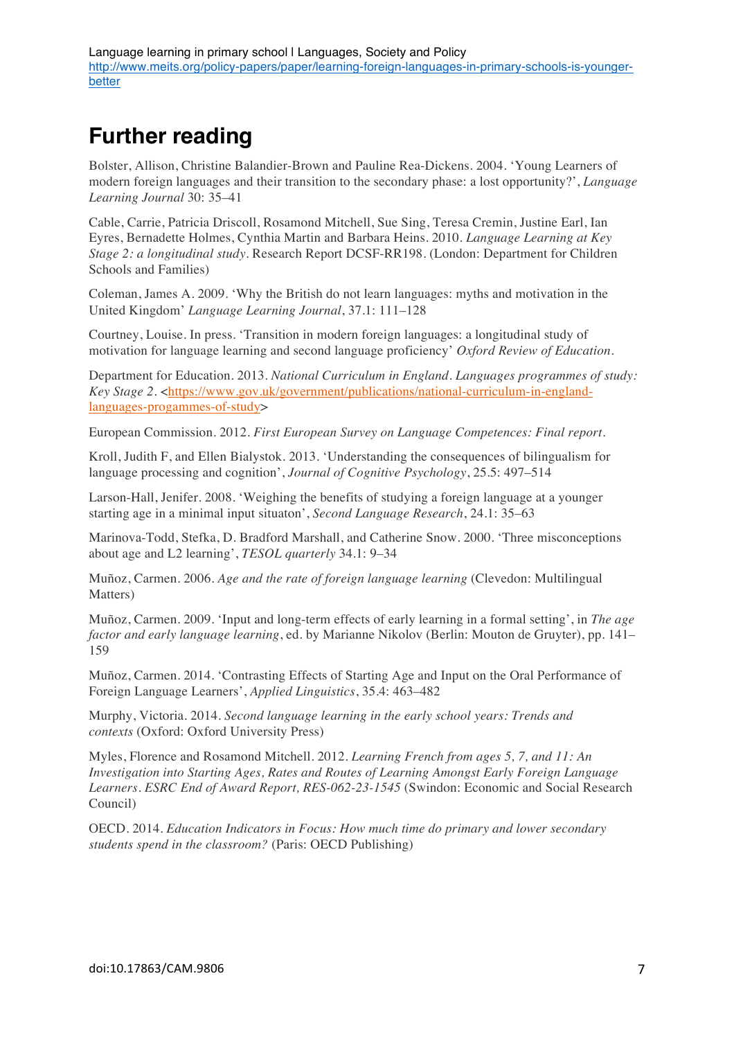# Further reading

Bolster, Allison, Christine Balandier-Brown and Pauline Rea-Dickens. 2004. 'Young Learners of modern foreign languages and their transition to the secondary phase: a lost opportunity?', *Language Learning Journal* 30: 35–41

Cable, Carrie, Patricia Driscoll, Rosamond Mitchell, Sue Sing, Teresa Cremin, Justine Earl, Ian Eyres, Bernadette Holmes, Cynthia Martin and Barbara Heins. 2010. *Language Learning at Key Stage 2: a longitudinal study*. Research Report DCSF-RR198. (London: Department for Children Schools and Families)

Coleman, James A. 2009. 'Why the British do not learn languages: myths and motivation in the United Kingdom' *Language Learning Journal*, 37.1: 111–128

Courtney, Louise. In press. 'Transition in modern foreign languages: a longitudinal study of motivation for language learning and second language proficiency' *Oxford Review of Education*.

Department for Education. 2013. *National Curriculum in England. Languages programmes of study: Key Stage 2*. <https://www.gov.uk/government/publications/national-curriculum-in-england-languages-progammes-of-study>

European Commission. 2012. *First European Survey on Language Competences: Final report*.

Kroll, Judith F, and Ellen Bialystok. 2013. 'Understanding the consequences of bilingualism for language processing and cognition', *Journal of Cognitive Psychology*, 25.5: 497–514

Larson-Hall, Jenifer. 2008. 'Weighing the benefits of studying a foreign language at a younger starting age in a minimal input situaton', *Second Language Research*, 24.1: 35–63

Marinova-Todd, Stefka, D. Bradford Marshall, and Catherine Snow. 2000. 'Three misconceptions about age and L2 learning', *TESOL quarterly* 34.1: 9–34

Muñoz, Carmen. 2006. *Age and the rate of foreign language learning* (Clevedon: Multilingual Matters)

Muñoz, Carmen. 2009. 'Input and long-term effects of early learning in a formal setting', in *The age factor and early language learning*, ed. by Marianne Nikolov (Berlin: Mouton de Gruyter), pp. 141–159

Muñoz, Carmen. 2014. 'Contrasting Effects of Starting Age and Input on the Oral Performance of Foreign Language Learners', *Applied Linguistics*, 35.4: 463–482

Murphy, Victoria. 2014. *Second language learning in the early school years: Trends and contexts* (Oxford: Oxford University Press)

Myles, Florence and Rosamond Mitchell. 2012. *Learning French from ages 5, 7, and 11: An Investigation into Starting Ages, Rates and Routes of Learning Amongst Early Foreign Language Learners. ESRC End of Award Report, RES-062-23-1545* (Swindon: Economic and Social Research Council)

OECD. 2014. *Education Indicators in Focus: How much time do primary and lower secondary students spend in the classroom?* (Paris: OECD Publishing)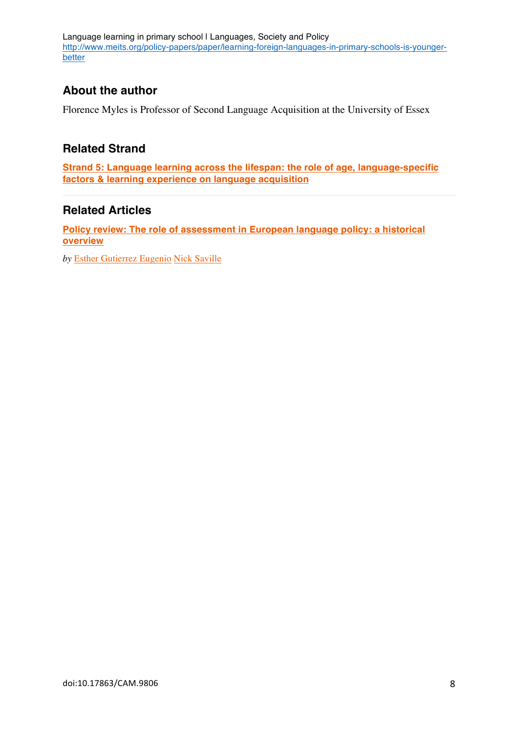## About the author

Florence Myles is Professor of Second Language Acquisition at the University of Essex

## Related Strand

**Strand 5: Language learning across the lifespan: the role of age, language-specific factors & learning experience on language acquisition**

## Related Articles

**Policy review: The role of assessment in European language policy: a historical overview**

*by* Esther Gutierrez Eugenio Nick Saville